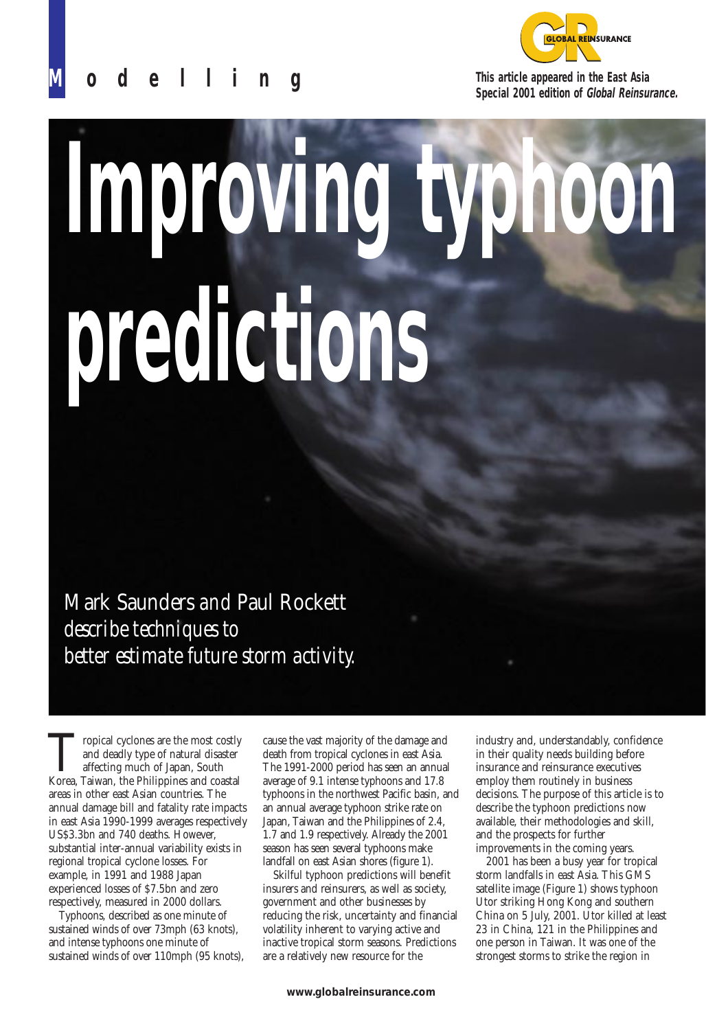Modelling

This article appeared in the East Asia Special 2001 edition of *Global Reinsurance.*

# Improving typhoon predictions

*Mark Saunders and Paul Rockett describe techniques to better estimate future storm activity.*

Tropical cyclones are the most costly and deadly type of natural disaster affecting much of Japan, South Korea, Taiwan, the Philippines and coastal areas in other east Asian countries. The annual damage bill and fatality rate impacts in east Asia 1990-1999 averages respectively US$3.3bn and 740 deaths. However, substantial inter-annual variability exists in regional tropical cyclone losses. For example, in 1991 and 1988 Japan experienced losses of $7.5bn and zero respectively, measured in 2000 dollars.

Typhoons, described as one minute of sustained winds of over 73mph (63 knots), and intense typhoons one minute of sustained winds of over 110mph (95 knots), cause the vast majority of the damage and death from tropical cyclones in east Asia. The 1991-2000 period has seen an annual average of 9.1 intense typhoons and 17.8 typhoons in the northwest Pacific basin, and an annual average typhoon strike rate on Japan, Taiwan and the Philippines of 2.4, 1.7 and 1.9 respectively. Already the 2001 season has seen several typhoons make landfall on east Asian shores (figure 1).

Skilful typhoon predictions will benefit insurers and reinsurers, as well as society, government and other businesses by reducing the risk, uncertainty and financial volatility inherent to varying active and inactive tropical storm seasons. Predictions are a relatively new resource for the industry and, understandably, confidence in their quality needs building before insurance and reinsurance executives employ them routinely in business decisions. The purpose of this article is to describe the typhoon predictions now available, their methodologies and skill, and the prospects for further improvements in the coming years.

2001 has been a busy year for tropical storm landfalls in east Asia. This GMS satellite image (Figure 1) shows typhoon Utor striking Hong Kong and southern China on 5 July, 2001. Utor killed at least 23 in China, 121 in the Philippines and one person in Taiwan. It was one of the strongest storms to strike the region in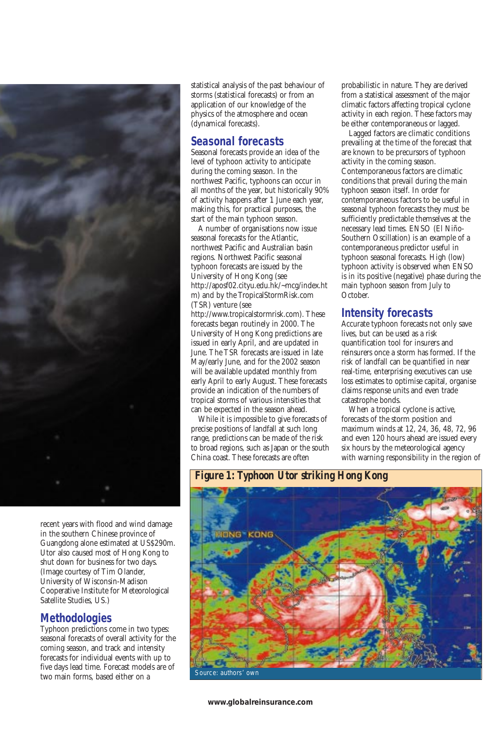recent years with flood and wind damage in the southern Chinese province of Guangdong alone estimated at US$290m. Utor also caused most of Hong Kong to shut down for business for two days. (Image courtesy of Tim Olander, University of Wisconsin-Madison Cooperative Institute for Meteorological Satellite Studies, US.)

## Methodologies

Typhoon predictions come in two types: seasonal forecasts of overall activity for the coming season, and track and intensity forecasts for individual events with up to five days lead time. Forecast models are of two main forms, based either on a statistical analysis of the past behaviour of storms (statistical forecasts) or from an application of our knowledge of the physics of the atmosphere and ocean (dynamical forecasts).

## Seasonal forecasts

Seasonal forecasts provide an idea of the level of typhoon activity to anticipate during the coming season. In the northwest Pacific, typhoons can occur in all months of the year, but historically 90% of activity happens after 1 June each year, making this, for practical purposes, the start of the main typhoon season.

A number of organisations now issue seasonal forecasts for the Atlantic, northwest Pacific and Australian basin regions. Northwest Pacific seasonal typhoon forecasts are issued by the University of Hong Kong (see http://aposf02.cityu.edu.hk/~mcg/index.htm) and by the TropicalStormRisk.com (TSR) venture (see http://www.tropicalstormrisk.com). These forecasts began routinely in 2000. The University of Hong Kong predictions are issued in early April, and are updated in June. The TSR forecasts are issued in late May/early June, and for the 2002 season will be available updated monthly from early April to early August. These forecasts provide an indication of the numbers of tropical storms of various intensities that can be expected in the season ahead.

While it is impossible to give forecasts of precise positions of landfall at such long range, predictions can be made of the risk to broad regions, such as Japan or the south China coast. These forecasts are often probabilistic in nature. They are derived from a statistical assessment of the major climatic factors affecting tropical cyclone activity in each region. These factors may be either contemporaneous or lagged.

Lagged factors are climatic conditions prevailing at the time of the forecast that are known to be precursors of typhoon activity in the coming season. Contemporaneous factors are climatic conditions that prevail during the main typhoon season itself. In order for contemporaneous factors to be useful in seasonal typhoon forecasts they must be sufficiently predictable themselves at the necessary lead times. ENSO (El Niño-Southern Oscillation) is an example of a contemporaneous predictor useful in typhoon seasonal forecasts. High (low) typhoon activity is observed when ENSO is in its positive (negative) phase during the main typhoon season from July to October.

## Intensity forecasts

Accurate typhoon forecasts not only save lives, but can be used as a risk quantification tool for insurers and reinsurers once a storm has formed. If the risk of landfall can be quantified in near real-time, enterprising executives can use loss estimates to optimise capital, organise claims response units and even trade catastrophe bonds.

When a tropical cyclone is active, forecasts of the storm position and maximum winds at 12, 24, 36, 48, 72, 96 and even 120 hours ahead are issued every six hours by the meteorological agency with warning responsibility in the region of

**Figure 1: Typhoon Utor striking Hong Kong**

Source: authors' own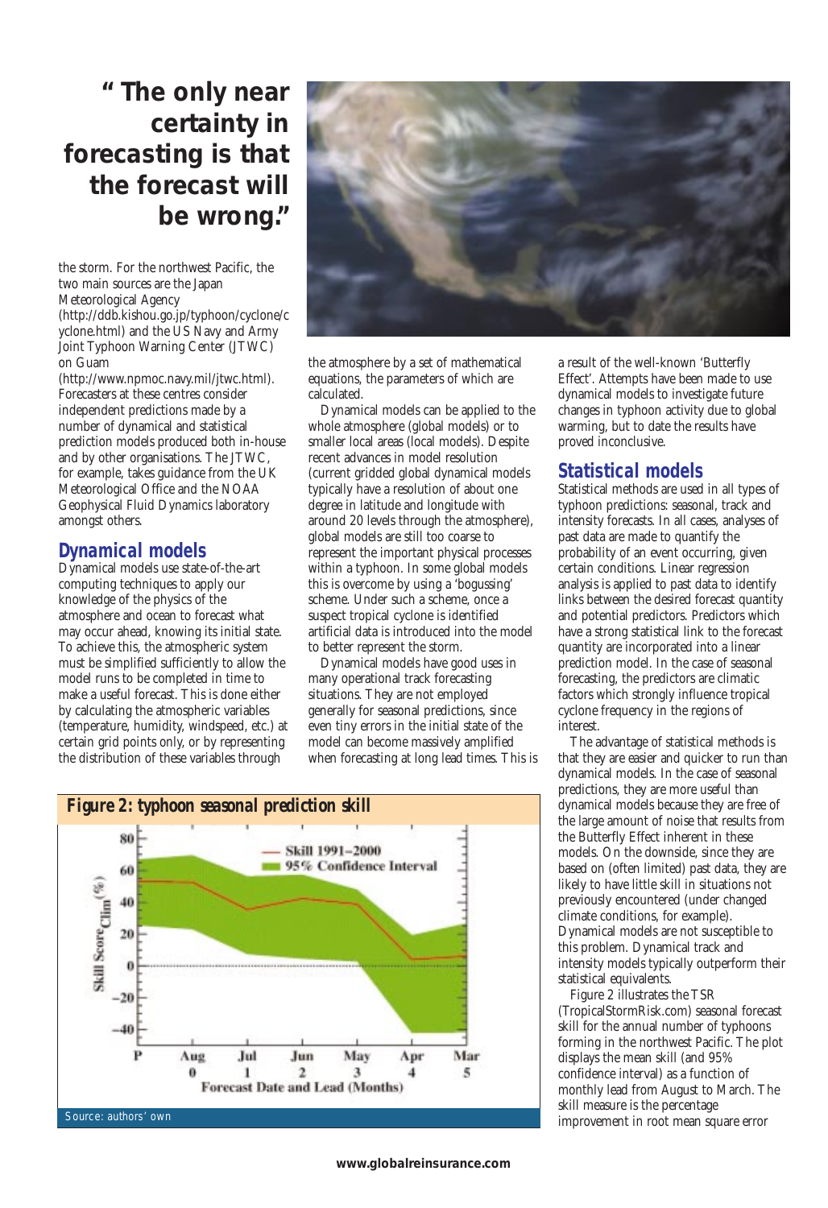## " The only near certainty in forecasting is that the forecast will be wrong."

the storm. For the northwest Pacific, the two main sources are the Japan Meteorological Agency (http://ddb.kishou.go.jp/typhoon/cyclone/cyclone.html) and the US Navy and Army Joint Typhoon Warning Center (JTWC) on Guam (http://www.npmoc.navy.mil/jtwc.html). Forecasters at these centres consider independent predictions made by a number of dynamical and statistical prediction models produced both in-house and by other organisations. The JTWC, for example, takes guidance from the UK Meteorological Office and the NOAA Geophysical Fluid Dynamics laboratory amongst others.

### Dynamical models

Dynamical models use state-of-the-art computing techniques to apply our knowledge of the physics of the atmosphere and ocean to forecast what may occur ahead, knowing its initial state. To achieve this, the atmospheric system must be simplified sufficiently to allow the model runs to be completed in time to make a useful forecast. This is done either by calculating the atmospheric variables (temperature, humidity, windspeed, etc.) at certain grid points only, or by representing the distribution of these variables through the atmosphere by a set of mathematical equations, the parameters of which are calculated.

Dynamical models can be applied to the whole atmosphere (global models) or to smaller local areas (local models). Despite recent advances in model resolution (current gridded global dynamical models typically have a resolution of about one degree in latitude and longitude with around 20 levels through the atmosphere), global models are still too coarse to represent the important physical processes within a typhoon. In some global models this is overcome by using a 'bogussing' scheme. Under such a scheme, once a suspect tropical cyclone is identified artificial data is introduced into the model to better represent the storm.

Dynamical models have good uses in many operational track forecasting situations. They are not employed generally for seasonal predictions, since even tiny errors in the initial state of the model can become massively amplified when forecasting at long lead times. This is a result of the well-known 'Butterfly Effect'. Attempts have been made to use dynamical models to investigate future changes in typhoon activity due to global warming, but to date the results have proved inconclusive.

### Statistical models

Statistical methods are used in all types of typhoon predictions: seasonal, track and intensity forecasts. In all cases, analyses of past data are made to quantify the probability of an event occurring, given certain conditions. Linear regression analysis is applied to past data to identify links between the desired forecast quantity and potential predictors. Predictors which have a strong statistical link to the forecast quantity are incorporated into a linear prediction model. In the case of seasonal forecasting, the predictors are climatic factors which strongly influence tropical cyclone frequency in the regions of interest.

The advantage of statistical methods is that they are easier and quicker to run than dynamical models. In the case of seasonal predictions, they are more useful than dynamical models because they are free of the large amount of noise that results from the Butterfly Effect inherent in these models. On the downside, since they are based on (often limited) past data, they are likely to have little skill in situations not previously encountered (under changed climate conditions, for example). Dynamical models are not susceptible to this problem. Dynamical track and intensity models typically outperform their statistical equivalents.

Figure 2 illustrates the TSR (TropicalStormRisk.com) seasonal forecast skill for the annual number of typhoons forming in the northwest Pacific. The plot displays the mean skill (and 95% confidence interval) as a function of monthly lead from August to March. The skill measure is the percentage improvement in root mean square error

**Figure 2: typhoon seasonal prediction skill**

Source: authors' own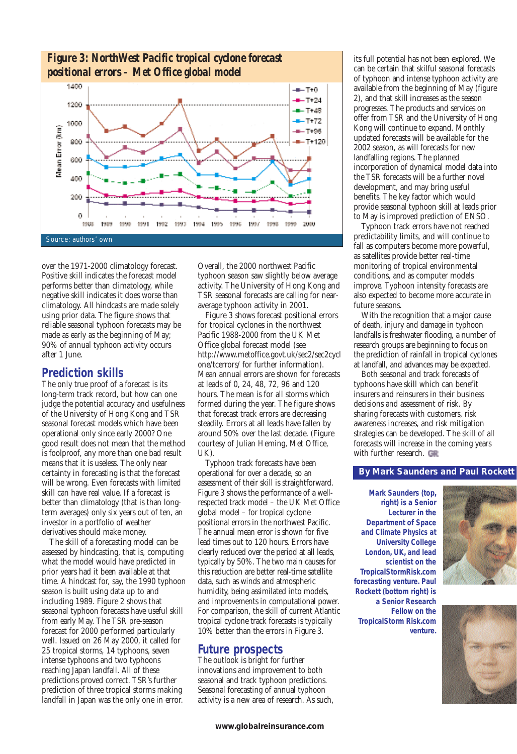**Figure 3: NorthWest Pacific tropical cyclone forecast positional errors – Met Office global model**

1400
1200
1000
800
600
400
200
0

Mean Error (km)

1988 1989 1990 1991 1992 1993 1994 1995 1996 1997 1998 1999 2000

T+0
T+24
T+48
T+72
T+96
T+120

Source: authors' own

over the 1971-2000 climatology forecast. Positive skill indicates the forecast model performs better than climatology, while negative skill indicates it does worse than climatology. All hindcasts are made solely using prior data. The figure shows that reliable seasonal typhoon forecasts may be made as early as the beginning of May; 90% of annual typhoon activity occurs after 1 June.

## Prediction skills

The only true proof of a forecast is its long-term track record, but how can one judge the potential accuracy and usefulness of the University of Hong Kong and TSR seasonal forecast models which have been operational only since early 2000? One good result does not mean that the method is foolproof, any more than one bad result means that it is useless. The only near certainty in forecasting is that the forecast will be wrong. Even forecasts with limited skill can have real value. If a forecast is better than climatology (that is than long-term averages) only six years out of ten, an investor in a portfolio of weather derivatives should make money.

The skill of a forecasting model can be assessed by hindcasting, that is, computing what the model would have predicted in prior years had it been available at that time. A hindcast for, say, the 1990 typhoon season is built using data up to and including 1989. Figure 2 shows that seasonal typhoon forecasts have useful skill from early May. The TSR pre-season forecast for 2000 performed particularly well. Issued on 26 May 2000, it called for 25 tropical storms, 14 typhoons, seven intense typhoons and two typhoons reaching Japan landfall. All of these predictions proved correct. TSR's further prediction of three tropical storms making landfall in Japan was the only one in error.

Overall, the 2000 northwest Pacific typhoon season saw slightly below average activity. The University of Hong Kong and TSR seasonal forecasts are calling for near-average typhoon activity in 2001.

Figure 3 shows forecast positional errors for tropical cyclones in the northwest Pacific 1988-2000 from the UK Met Office global forecast model (see http://www.metoffice.govt.uk/sec2/sec2cyclone/tcerrors/ for further information). Mean annual errors are shown for forecasts at leads of 0, 24, 48, 72, 96 and 120 hours. The mean is for all storms which formed during the year. The figure shows that forecast track errors are decreasing steadily. Errors at all leads have fallen by around 50% over the last decade. (Figure courtesy of Julian Heming, Met Office, UK).

Typhoon track forecasts have been operational for over a decade, so an assessment of their skill is straightforward. Figure 3 shows the performance of a well-respected track model – the UK Met Office global model – for tropical cyclone positional errors in the northwest Pacific. The annual mean error is shown for five lead times out to 120 hours. Errors have clearly reduced over the period at all leads, typically by 50%. The two main causes for this reduction are better real-time satellite data, such as winds and atmospheric humidity, being assimilated into models, and improvements in computational power. For comparison, the skill of current Atlantic tropical cyclone track forecasts is typically 10% better than the errors in Figure 3.

## Future prospects

The outlook is bright for further innovations and improvement to both seasonal and track typhoon predictions. Seasonal forecasting of annual typhoon activity is a new area of research. As such, its full potential has not been explored. We can be certain that skilful seasonal forecasts of typhoon and intense typhoon activity are available from the beginning of May (figure 2), and that skill increases as the season progresses. The products and services on offer from TSR and the University of Hong Kong will continue to expand. Monthly updated forecasts will be available for the 2002 season, as will forecasts for new landfalling regions. The planned incorporation of dynamical model data into the TSR forecasts will be a further novel development, and may bring useful benefits. The key factor which would provide seasonal typhoon skill at leads prior to May is improved prediction of ENSO.

Typhoon track errors have not reached predictability limits, and will continue to fall as computers become more powerful, as satellites provide better real-time monitoring of tropical environmental conditions, and as computer models improve. Typhoon intensity forecasts are also expected to become more accurate in future seasons.

With the recognition that a major cause of death, injury and damage in typhoon landfalls is freshwater flooding, a number of research groups are beginning to focus on the prediction of rainfall in tropical cyclones at landfall, and advances may be expected.

Both seasonal and track forecasts of typhoons have skill which can benefit insurers and reinsurers in their business decisions and assessment of risk. By sharing forecasts with customers, risk awareness increases, and risk mitigation strategies can be developed. The skill of all forecasts will increase in the coming years with further research. GR

**By Mark Saunders and Paul Rockett**

**Mark Saunders (top, right) is a Senior Lecturer in the Department of Space and Climate Physics at University College London, UK, and lead scientist on the TropicalStormRisk.com forecasting venture. Paul Rockett (bottom right) is a Senior Research Fellow on the TropicalStorm Risk.com venture.**